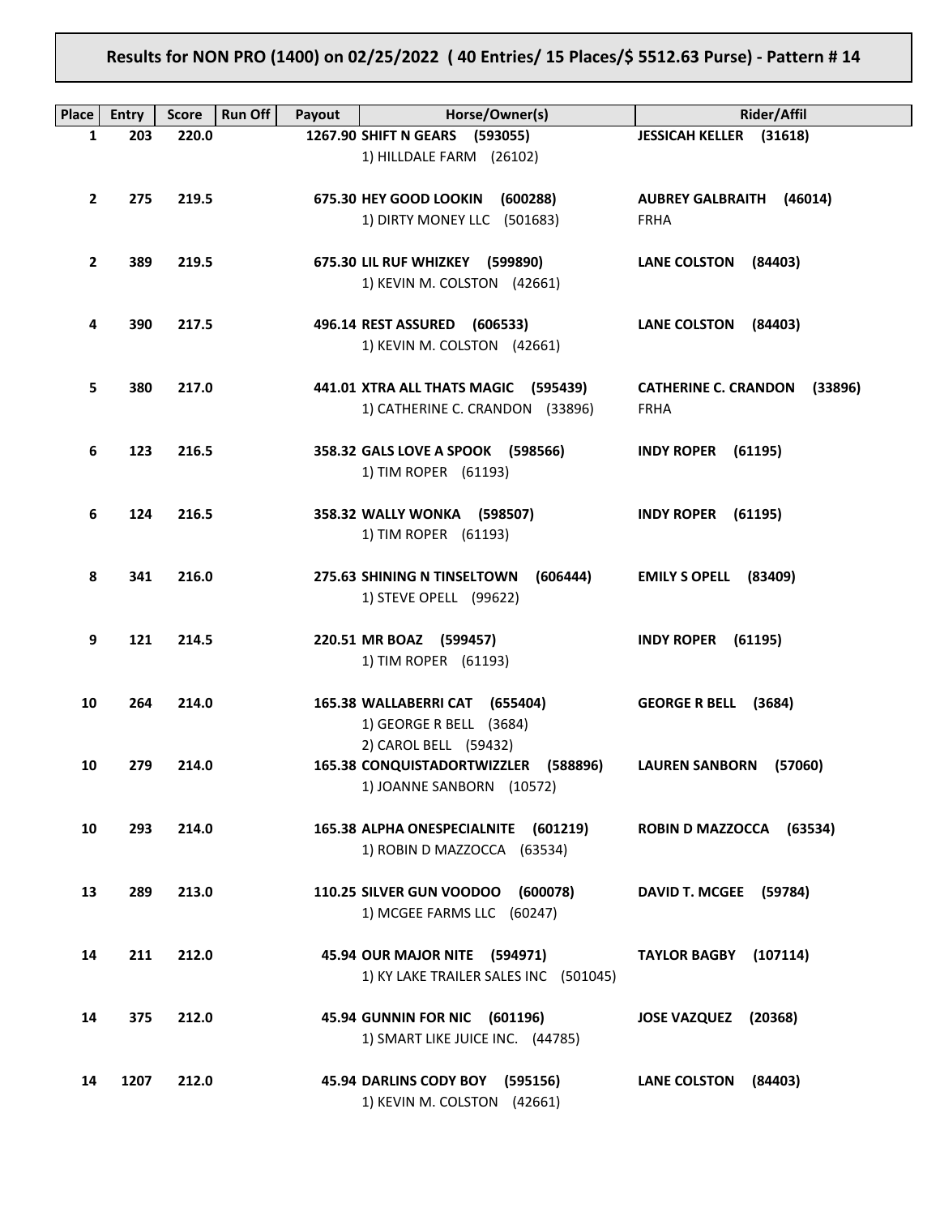# Results for NON PRO (1400) on 02/25/2022 ( 40 Entries/ 15 Places/$ 5512.63 Purse) - Pattern # 14

| Place | Entry | Score | Run Off | Payout | Horse/Owner(s) | Rider/Affil |
|---|---|---|---|---|---|---|
| 1 | 203 | 220.0 | | 1267.90 | **SHIFT N GEARS (593055)**<br>1) HILLDALE FARM (26102) | **JESSICAH KELLER (31618)** |
| 2 | 275 | 219.5 | | 675.30 | **HEY GOOD LOOKIN (600288)**<br>1) DIRTY MONEY LLC (501683) | **AUBREY GALBRAITH (46014)**<br>FRHA |
| 2 | 389 | 219.5 | | 675.30 | **LIL RUF WHIZKEY (599890)**<br>1) KEVIN M. COLSTON (42661) | **LANE COLSTON (84403)** |
| 4 | 390 | 217.5 | | 496.14 | **REST ASSURED (606533)**<br>1) KEVIN M. COLSTON (42661) | **LANE COLSTON (84403)** |
| 5 | 380 | 217.0 | | 441.01 | **XTRA ALL THATS MAGIC (595439)**<br>1) CATHERINE C. CRANDON (33896) | **CATHERINE C. CRANDON (33896)**<br>FRHA |
| 6 | 123 | 216.5 | | 358.32 | **GALS LOVE A SPOOK (598566)**<br>1) TIM ROPER (61193) | **INDY ROPER (61195)** |
| 6 | 124 | 216.5 | | 358.32 | **WALLY WONKA (598507)**<br>1) TIM ROPER (61193) | **INDY ROPER (61195)** |
| 8 | 341 | 216.0 | | 275.63 | **SHINING N TINSELTOWN (606444)**<br>1) STEVE OPELL (99622) | **EMILY S OPELL (83409)** |
| 9 | 121 | 214.5 | | 220.51 | **MR BOAZ (599457)**<br>1) TIM ROPER (61193) | **INDY ROPER (61195)** |
| 10 | 264 | 214.0 | | 165.38 | **WALLABERRI CAT (655404)**<br>1) GEORGE R BELL (3684)<br>2) CAROL BELL (59432) | **GEORGE R BELL (3684)** |
| 10 | 279 | 214.0 | | 165.38 | **CONQUISTADORTWIZZLER (588896)**<br>1) JOANNE SANBORN (10572) | **LAUREN SANBORN (57060)** |
| 10 | 293 | 214.0 | | 165.38 | **ALPHA ONESPECIALNITE (601219)**<br>1) ROBIN D MAZZOCCA (63534) | **ROBIN D MAZZOCCA (63534)** |
| 13 | 289 | 213.0 | | 110.25 | **SILVER GUN VOODOO (600078)**<br>1) MCGEE FARMS LLC (60247) | **DAVID T. MCGEE (59784)** |
| 14 | 211 | 212.0 | | 45.94 | **OUR MAJOR NITE (594971)**<br>1) KY LAKE TRAILER SALES INC (501045) | **TAYLOR BAGBY (107114)** |
| 14 | 375 | 212.0 | | 45.94 | **GUNNIN FOR NIC (601196)**<br>1) SMART LIKE JUICE INC. (44785) | **JOSE VAZQUEZ (20368)** |
| 14 | 1207 | 212.0 | | 45.94 | **DARLINS CODY BOY (595156)**<br>1) KEVIN M. COLSTON (42661) | **LANE COLSTON (84403)** |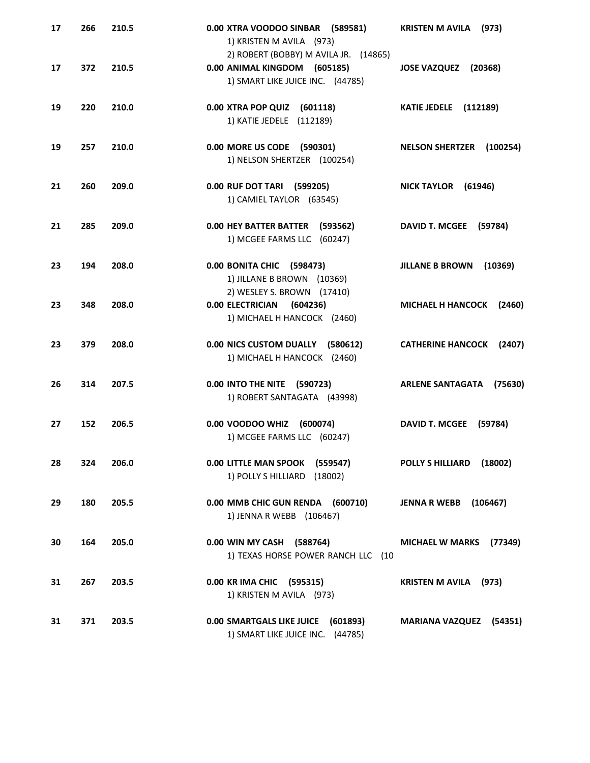| | | | | |
|---|---|---|---|---|
| 17 | 266 | 210.5 | 0.00 **XTRA VOODOO SINBAR (589581)**<br>1) KRISTEN M AVILA (973)<br>2) ROBERT (BOBBY) M AVILA JR. (14865) | **KRISTEN M AVILA (973)** |
| 17 | 372 | 210.5 | 0.00 **ANIMAL KINGDOM (605185)**<br>1) SMART LIKE JUICE INC. (44785) | **JOSE VAZQUEZ (20368)** |
| 19 | 220 | 210.0 | 0.00 **XTRA POP QUIZ (601118)**<br>1) KATIE JEDELE (112189) | **KATIE JEDELE (112189)** |
| 19 | 257 | 210.0 | 0.00 **MORE US CODE (590301)**<br>1) NELSON SHERTZER (100254) | **NELSON SHERTZER (100254)** |
| 21 | 260 | 209.0 | 0.00 **RUF DOT TARI (599205)**<br>1) CAMIEL TAYLOR (63545) | **NICK TAYLOR (61946)** |
| 21 | 285 | 209.0 | 0.00 **HEY BATTER BATTER (593562)**<br>1) MCGEE FARMS LLC (60247) | **DAVID T. MCGEE (59784)** |
| 23 | 194 | 208.0 | 0.00 **BONITA CHIC (598473)**<br>1) JILLANE B BROWN (10369)<br>2) WESLEY S. BROWN (17410) | **JILLANE B BROWN (10369)** |
| 23 | 348 | 208.0 | 0.00 **ELECTRICIAN (604236)**<br>1) MICHAEL H HANCOCK (2460) | **MICHAEL H HANCOCK (2460)** |
| 23 | 379 | 208.0 | 0.00 **NICS CUSTOM DUALLY (580612)**<br>1) MICHAEL H HANCOCK (2460) | **CATHERINE HANCOCK (2407)** |
| 26 | 314 | 207.5 | 0.00 **INTO THE NITE (590723)**<br>1) ROBERT SANTAGATA (43998) | **ARLENE SANTAGATA (75630)** |
| 27 | 152 | 206.5 | 0.00 **VOODOO WHIZ (600074)**<br>1) MCGEE FARMS LLC (60247) | **DAVID T. MCGEE (59784)** |
| 28 | 324 | 206.0 | 0.00 **LITTLE MAN SPOOK (559547)**<br>1) POLLY S HILLIARD (18002) | **POLLY S HILLIARD (18002)** |
| 29 | 180 | 205.5 | 0.00 **MMB CHIC GUN RENDA (600710)**<br>1) JENNA R WEBB (106467) | **JENNA R WEBB (106467)** |
| 30 | 164 | 205.0 | 0.00 **WIN MY CASH (588764)**<br>1) TEXAS HORSE POWER RANCH LLC (10 | **MICHAEL W MARKS (77349)** |
| 31 | 267 | 203.5 | 0.00 **KR IMA CHIC (595315)**<br>1) KRISTEN M AVILA (973) | **KRISTEN M AVILA (973)** |
| 31 | 371 | 203.5 | 0.00 **SMARTGALS LIKE JUICE (601893)**<br>1) SMART LIKE JUICE INC. (44785) | **MARIANA VAZQUEZ (54351)** |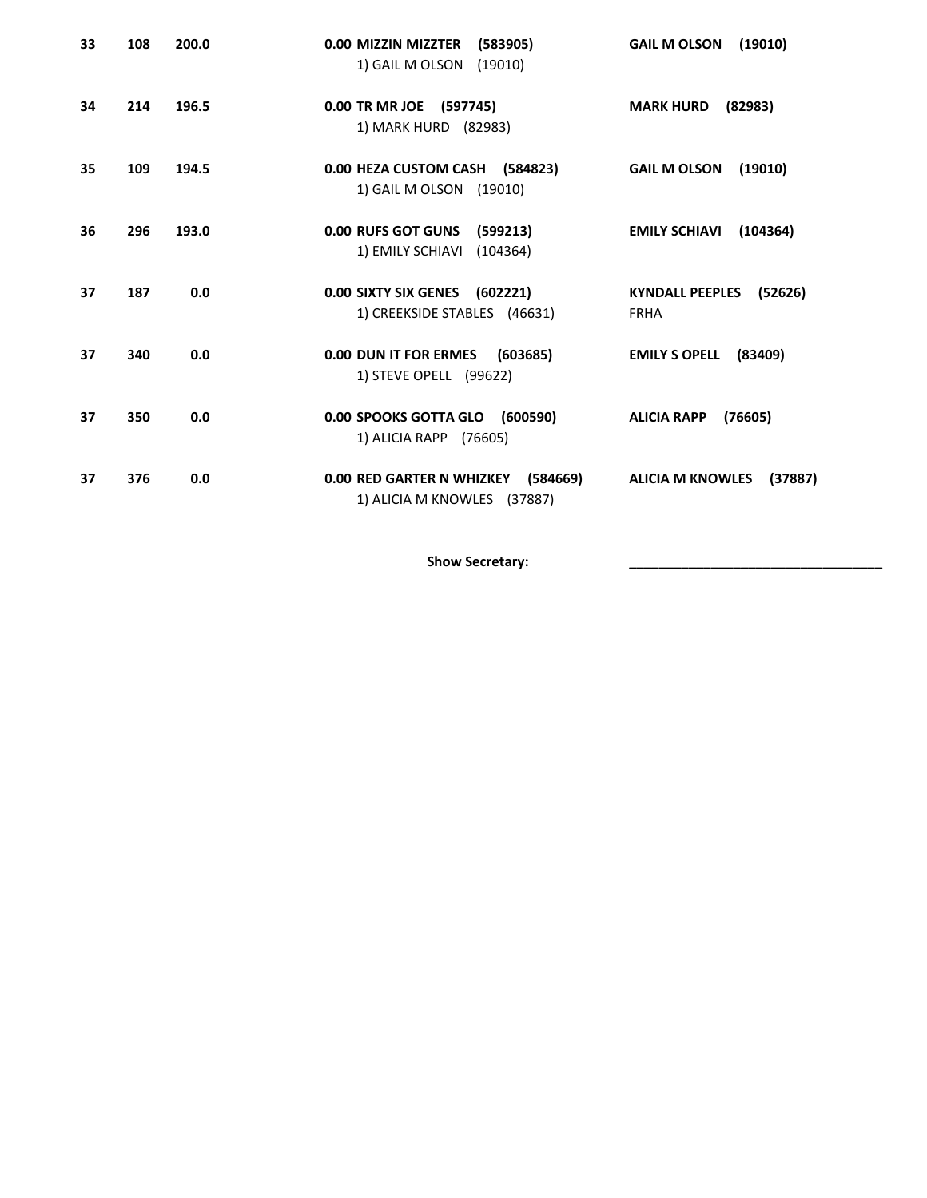| | | | | |
|---|---|---|---|---|
| **33** | **108** | **200.0** | **0.00 MIZZIN MIZZTER (583905)**<br>1) GAIL M OLSON (19010) | **GAIL M OLSON (19010)** |
| **34** | **214** | **196.5** | **0.00 TR MR JOE (597745)**<br>1) MARK HURD (82983) | **MARK HURD (82983)** |
| **35** | **109** | **194.5** | **0.00 HEZA CUSTOM CASH (584823)**<br>1) GAIL M OLSON (19010) | **GAIL M OLSON (19010)** |
| **36** | **296** | **193.0** | **0.00 RUFS GOT GUNS (599213)**<br>1) EMILY SCHIAVI (104364) | **EMILY SCHIAVI (104364)** |
| **37** | **187** | **0.0** | **0.00 SIXTY SIX GENES (602221)**<br>1) CREEKSIDE STABLES (46631) | **KYNDALL PEEPLES (52626)**<br>FRHA |
| **37** | **340** | **0.0** | **0.00 DUN IT FOR ERMES (603685)**<br>1) STEVE OPELL (99622) | **EMILY S OPELL (83409)** |
| **37** | **350** | **0.0** | **0.00 SPOOKS GOTTA GLO (600590)**<br>1) ALICIA RAPP (76605) | **ALICIA RAPP (76605)** |
| **37** | **376** | **0.0** | **0.00 RED GARTER N WHIZKEY (584669)**<br>1) ALICIA M KNOWLES (37887) | **ALICIA M KNOWLES (37887)** |

**Show Secretary:** ________________________________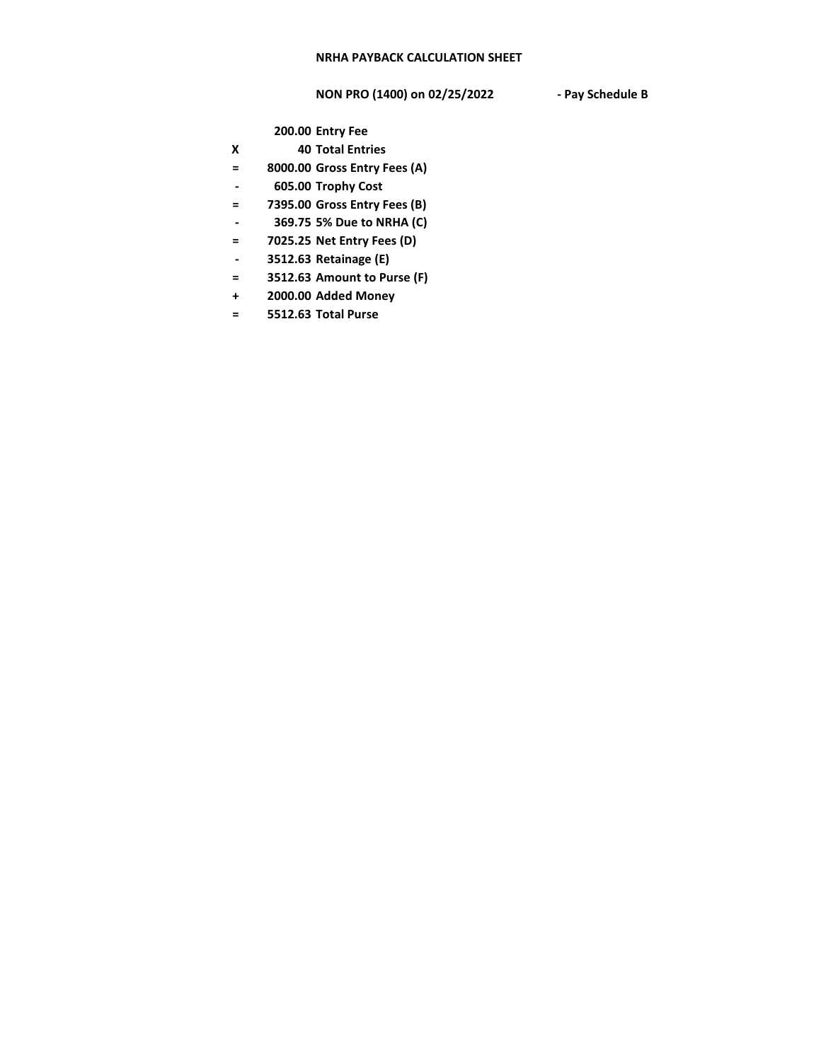**NRHA PAYBACK CALCULATION SHEET**

**NON PRO (1400) on 02/25/2022 - Pay Schedule B**

| | | |
|---|---|---|
| | 200.00 | Entry Fee |
| X | 40 | Total Entries |
| = | 8000.00 | Gross Entry Fees (A) |
| - | 605.00 | Trophy Cost |
| = | 7395.00 | Gross Entry Fees (B) |
| - | 369.75 | 5% Due to NRHA (C) |
| = | 7025.25 | Net Entry Fees (D) |
| - | 3512.63 | Retainage (E) |
| = | 3512.63 | Amount to Purse (F) |
| + | 2000.00 | Added Money |
| = | 5512.63 | Total Purse |